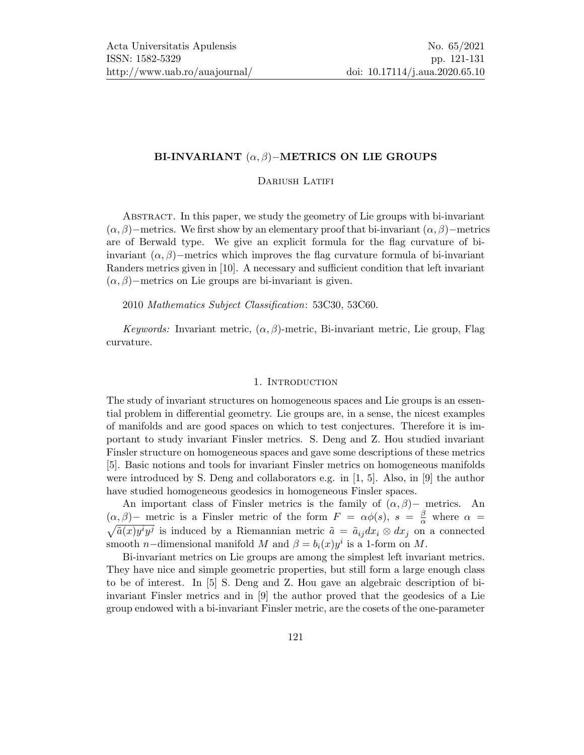# BI-INVARIANT $(\alpha, \beta)-$METRICS ON LIE GROUPS

Dariush Latifi

Abstract. In this paper, we study the geometry of Lie groups with bi-invariant $(\alpha, \beta)-$metrics. We first show by an elementary proof that bi-invariant $(\alpha, \beta)-$metrics are of Berwald type. We give an explicit formula for the flag curvature of bi-invariant $(\alpha, \beta)-$metrics which improves the flag curvature formula of bi-invariant Randers metrics given in [10]. A necessary and sufficient condition that left invariant $(\alpha, \beta)-$metrics on Lie groups are bi-invariant is given.

2010 *Mathematics Subject Classification*: 53C30, 53C60.

*Keywords:* Invariant metric, $(\alpha, \beta)$-metric, Bi-invariant metric, Lie group, Flag curvature.

## 1. Introduction

The study of invariant structures on homogeneous spaces and Lie groups is an essential problem in differential geometry. Lie groups are, in a sense, the nicest examples of manifolds and are good spaces on which to test conjectures. Therefore it is important to study invariant Finsler metrics. S. Deng and Z. Hou studied invariant Finsler structure on homogeneous spaces and gave some descriptions of these metrics [5]. Basic notions and tools for invariant Finsler metrics on homogeneous manifolds were introduced by S. Deng and collaborators e.g. in [1, 5]. Also, in [9] the author have studied homogeneous geodesics in homogeneous Finsler spaces.

An important class of Finsler metrics is the family of $(\alpha, \beta)-$ metrics. An $(\alpha, \beta)-$ metric is a Finsler metric of the form $F = \alpha\phi(s)$, $s = \frac{\beta}{\alpha}$ where $\alpha = \sqrt{\tilde{a}(x)y^i y^j}$ is induced by a Riemannian metric $\tilde{a} = \tilde{a}_{ij}dx_i \otimes dx_j$ on a connected smooth $n-$dimensional manifold $M$ and $\beta = b_i(x)y^i$ is a 1-form on $M$.

Bi-invariant metrics on Lie groups are among the simplest left invariant metrics. They have nice and simple geometric properties, but still form a large enough class to be of interest. In [5] S. Deng and Z. Hou gave an algebraic description of bi-invariant Finsler metrics and in [9] the author proved that the geodesics of a Lie group endowed with a bi-invariant Finsler metric, are the cosets of the one-parameter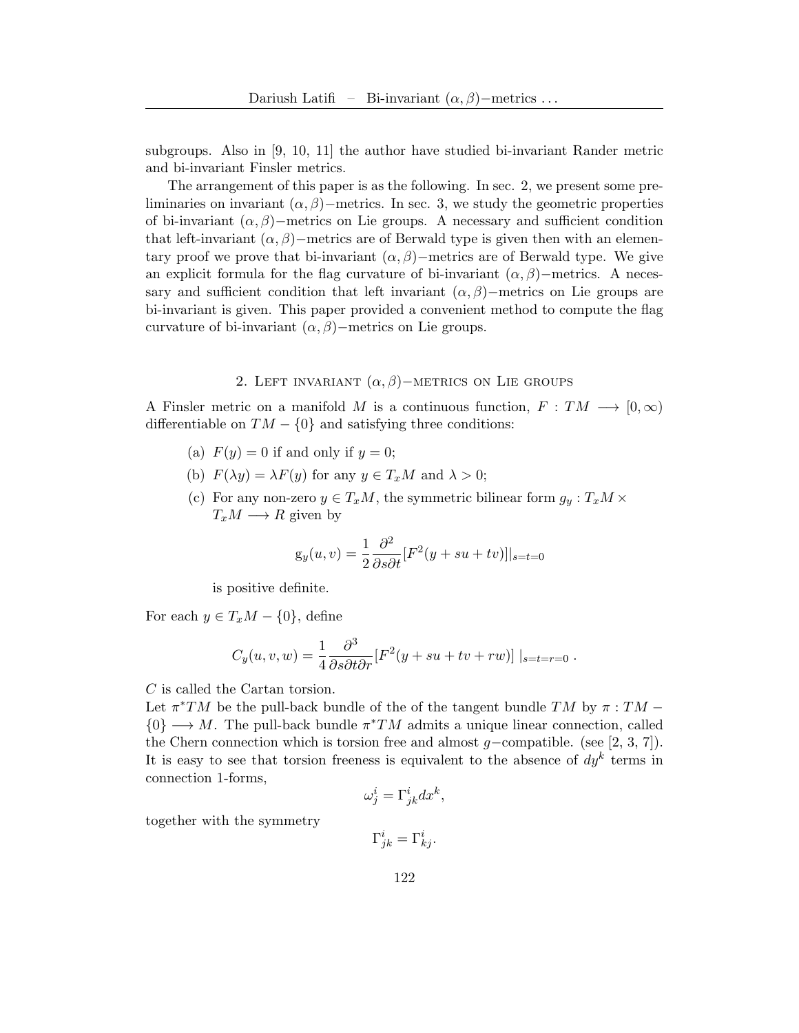subgroups. Also in [9, 10, 11] the author have studied bi-invariant Rander metric and bi-invariant Finsler metrics.

The arrangement of this paper is as the following. In sec. 2, we present some preliminaries on invariant $(\alpha, \beta)-$metrics. In sec. 3, we study the geometric properties of bi-invariant $(\alpha, \beta)-$metrics on Lie groups. A necessary and sufficient condition that left-invariant $(\alpha, \beta)-$metrics are of Berwald type is given then with an elementary proof we prove that bi-invariant $(\alpha, \beta)-$metrics are of Berwald type. We give an explicit formula for the flag curvature of bi-invariant $(\alpha, \beta)-$metrics. A necessary and sufficient condition that left invariant $(\alpha, \beta)-$metrics on Lie groups are bi-invariant is given. This paper provided a convenient method to compute the flag curvature of bi-invariant $(\alpha, \beta)-$metrics on Lie groups.

## 2. Left invariant $(\alpha, \beta)-$metrics on Lie groups

A Finsler metric on a manifold $M$ is a continuous function, $F : TM \longrightarrow [0, \infty)$ differentiable on $TM - \{0\}$ and satisfying three conditions:

(a) $F(y) = 0$ if and only if $y = 0$;

(b) $F(\lambda y) = \lambda F(y)$ for any $y \in T_xM$ and $\lambda > 0$;

(c) For any non-zero $y \in T_xM$, the symmetric bilinear form $g_y : T_xM \times T_xM \longrightarrow R$ given by

$$\mathrm{g}_y(u, v) = \frac{1}{2}\frac{\partial^2}{\partial s \partial t}[F^2(y + su + tv)]|_{s=t=0}$$

is positive definite.

For each $y \in T_xM - \{0\}$, define

$$C_y(u, v, w) = \frac{1}{4}\frac{\partial^3}{\partial s \partial t \partial r}[F^2(y + su + tv + rw)] \mid_{s=t=r=0} .$$

$C$ is called the Cartan torsion.

Let $\pi^*TM$ be the pull-back bundle of the of the tangent bundle $TM$ by $\pi : TM - \{0\} \longrightarrow M$. The pull-back bundle $\pi^*TM$ admits a unique linear connection, called the Chern connection which is torsion free and almost $g-$compatible. (see [2, 3, 7]). It is easy to see that torsion freeness is equivalent to the absence of $dy^k$ terms in connection 1-forms,

$$\omega^i_j = \Gamma^i_{jk} dx^k,$$

together with the symmetry

$$\Gamma^i_{jk} = \Gamma^i_{kj}.$$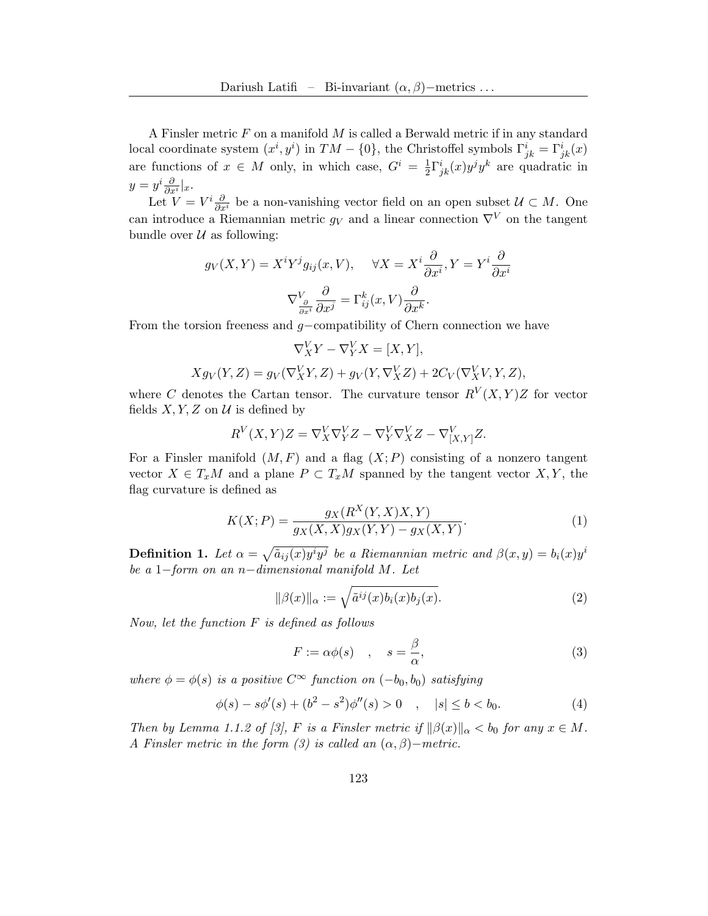A Finsler metric $F$ on a manifold $M$ is called a Berwald metric if in any standard local coordinate system $(x^i, y^i)$ in $TM - \{0\}$, the Christoffel symbols $\Gamma^i_{jk} = \Gamma^i_{jk}(x)$ are functions of $x \in M$ only, in which case, $G^i = \frac{1}{2}\Gamma^i_{jk}(x)y^j y^k$ are quadratic in $y = y^i \frac{\partial}{\partial x^i}|_x$.

Let $V = V^i \frac{\partial}{\partial x^i}$ be a non-vanishing vector field on an open subset $\mathcal{U} \subset M$. One can introduce a Riemannian metric $g_V$ and a linear connection $\nabla^V$ on the tangent bundle over $\mathcal{U}$ as following:

$$g_V(X,Y) = X^i Y^j g_{ij}(x,V), \quad \forall X = X^i \frac{\partial}{\partial x^i}, Y = Y^i \frac{\partial}{\partial x^i}$$

$$\nabla^V_{\frac{\partial}{\partial x^i}} \frac{\partial}{\partial x^j} = \Gamma^k_{ij}(x,V)\frac{\partial}{\partial x^k}.$$

From the torsion freeness and $g-$compatibility of Chern connection we have

$$\nabla^V_X Y - \nabla^V_Y X = [X,Y],$$

$$X g_V(Y,Z) = g_V(\nabla^V_X Y, Z) + g_V(Y, \nabla^V_X Z) + 2C_V(\nabla^V_X V, Y, Z),$$

where $C$ denotes the Cartan tensor. The curvature tensor $R^V(X,Y)Z$ for vector fields $X, Y, Z$ on $\mathcal{U}$ is defined by

$$R^V(X,Y)Z = \nabla^V_X \nabla^V_Y Z - \nabla^V_Y \nabla^V_X Z - \nabla^V_{[X,Y]} Z.$$

For a Finsler manifold $(M,F)$ and a flag $(X;P)$ consisting of a nonzero tangent vector $X \in T_xM$ and a plane $P \subset T_xM$ spanned by the tangent vector $X, Y$, the flag curvature is defined as

$$K(X;P) = \frac{g_X(R^X(Y,X)X,Y)}{g_X(X,X)g_X(Y,Y) - g_X(X,Y)}. \tag{1}$$

**Definition 1.** *Let $\alpha = \sqrt{\tilde{a}_{ij}(x)y^i y^j}$ be a Riemannian metric and $\beta(x,y) = b_i(x)y^i$ be a $1-$form on an $n-$dimensional manifold $M$. Let*

$$\|\beta(x)\|_\alpha := \sqrt{\tilde{a}^{ij}(x)b_i(x)b_j(x)}. \tag{2}$$

*Now, let the function $F$ is defined as follows*

$$F := \alpha\phi(s) \quad , \quad s = \frac{\beta}{\alpha}, \tag{3}$$

*where $\phi = \phi(s)$ is a positive $C^\infty$ function on $(-b_0, b_0)$ satisfying*

$$\phi(s) - s\phi'(s) + (b^2 - s^2)\phi''(s) > 0 \quad , \quad |s| \leq b < b_0. \tag{4}$$

*Then by Lemma 1.1.2 of [3], $F$ is a Finsler metric if $\|\beta(x)\|_\alpha < b_0$ for any $x \in M$. A Finsler metric in the form (3) is called an $(\alpha, \beta)-$metric.*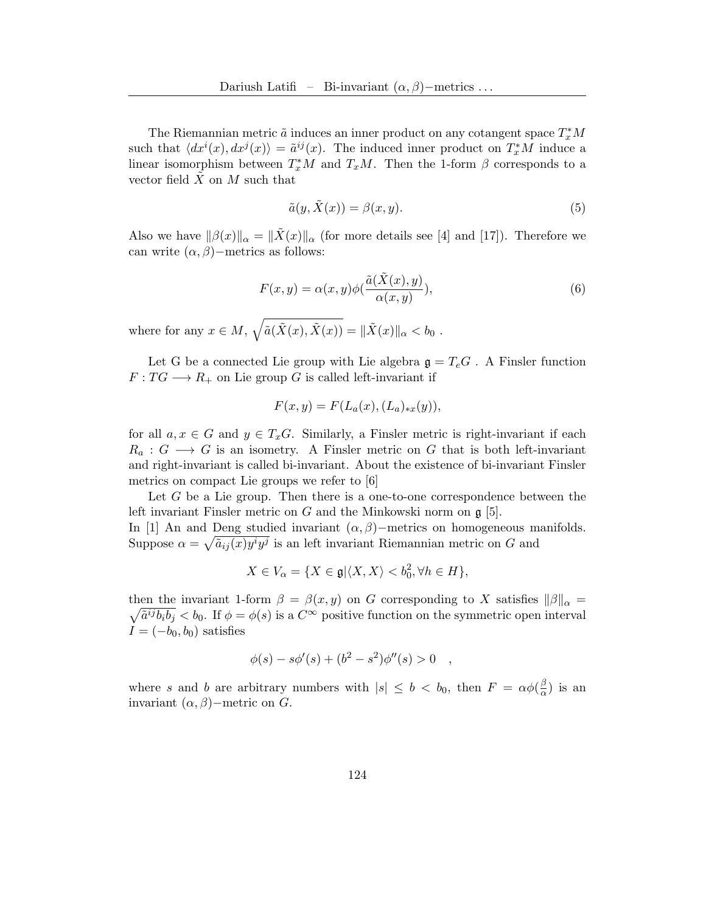The Riemannian metric $\tilde{a}$ induces an inner product on any cotangent space $T_x^*M$ such that $\langle dx^i(x), dx^j(x)\rangle = \tilde{a}^{ij}(x)$. The induced inner product on $T_x^*M$ induce a linear isomorphism between $T_x^*M$ and $T_xM$. Then the 1-form $\beta$ corresponds to a vector field $\tilde{X}$ on $M$ such that

$$\tilde{a}(y, \tilde{X}(x)) = \beta(x, y). \tag{5}$$

Also we have $\|\beta(x)\|_\alpha = \|\tilde{X}(x)\|_\alpha$ (for more details see [4] and [17]). Therefore we can write $(\alpha, \beta)-$metrics as follows:

$$F(x, y) = \alpha(x, y)\phi(\frac{\tilde{a}(\tilde{X}(x), y)}{\alpha(x, y)}), \tag{6}$$

where for any $x \in M$, $\sqrt{\tilde{a}(\tilde{X}(x), \tilde{X}(x))} = \|\tilde{X}(x)\|_\alpha < b_0$ .

Let G be a connected Lie group with Lie algebra $\mathfrak{g} = T_eG$ . A Finsler function $F : TG \longrightarrow R_+$ on Lie group $G$ is called left-invariant if

$$F(x, y) = F(L_a(x), (L_a)_{*x}(y)),$$

for all $a, x \in G$ and $y \in T_xG$. Similarly, a Finsler metric is right-invariant if each $R_a : G \longrightarrow G$ is an isometry. A Finsler metric on $G$ that is both left-invariant and right-invariant is called bi-invariant. About the existence of bi-invariant Finsler metrics on compact Lie groups we refer to [6]

Let $G$ be a Lie group. Then there is a one-to-one correspondence between the left invariant Finsler metric on $G$ and the Minkowski norm on $\mathfrak{g}$ [5].
In [1] An and Deng studied invariant $(\alpha, \beta)-$metrics on homogeneous manifolds. Suppose $\alpha = \sqrt{\tilde{a}_{ij}(x)y^iy^j}$ is an left invariant Riemannian metric on $G$ and

$$X \in V_\alpha = \{X \in \mathfrak{g} | \langle X, X\rangle < b_0^2, \forall h \in H\},$$

then the invariant 1-form $\beta = \beta(x, y)$ on $G$ corresponding to $X$ satisfies $\|\beta\|_\alpha = \sqrt{\tilde{a}^{ij}b_ib_j} < b_0$. If $\phi = \phi(s)$ is a $C^\infty$ positive function on the symmetric open interval $I = (-b_0, b_0)$ satisfies

$$\phi(s) - s\phi'(s) + (b^2 - s^2)\phi''(s) > 0 \quad ,$$

where $s$ and $b$ are arbitrary numbers with $|s| \leq b < b_0$, then $F = \alpha\phi(\frac{\beta}{\alpha})$ is an invariant $(\alpha, \beta)-$metric on $G$.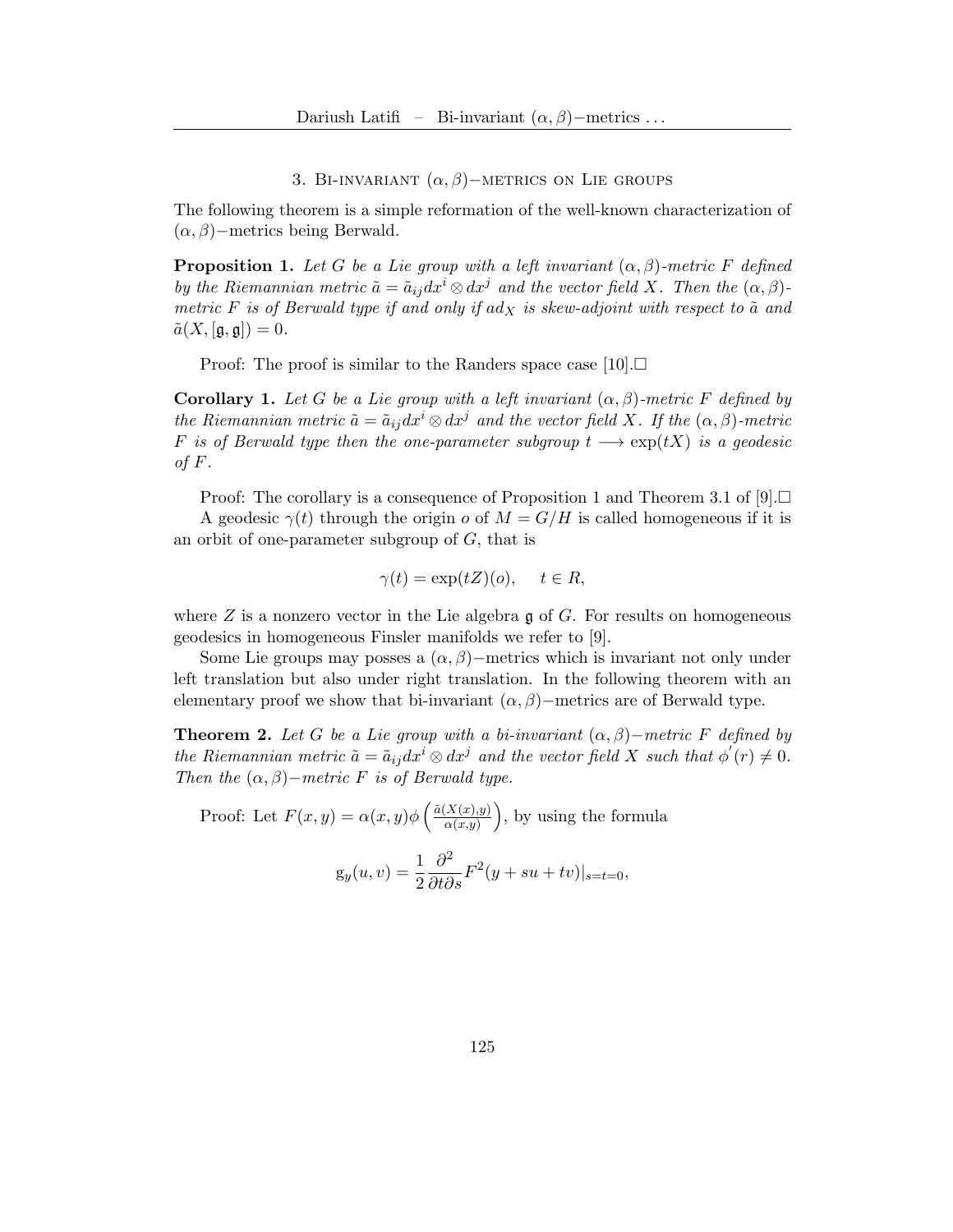## 3. Bi-invariant $(\alpha, \beta)-$metrics on Lie groups

The following theorem is a simple reformation of the well-known characterization of $(\alpha, \beta)-$metrics being Berwald.

**Proposition 1.** *Let $G$ be a Lie group with a left invariant $(\alpha, \beta)$-metric $F$ defined by the Riemannian metric $\tilde{a} = \tilde{a}_{ij} dx^i \otimes dx^j$ and the vector field $X$. Then the $(\alpha, \beta)$-metric $F$ is of Berwald type if and only if $ad_X$ is skew-adjoint with respect to $\tilde{a}$ and $\tilde{a}(X, [\mathfrak{g}, \mathfrak{g}]) = 0$.*

Proof: The proof is similar to the Randers space case [10].□

**Corollary 1.** *Let $G$ be a Lie group with a left invariant $(\alpha, \beta)$-metric $F$ defined by the Riemannian metric $\tilde{a} = \tilde{a}_{ij} dx^i \otimes dx^j$ and the vector field $X$. If the $(\alpha, \beta)$-metric $F$ is of Berwald type then the one-parameter subgroup $t \longrightarrow \exp(tX)$ is a geodesic of $F$.*

Proof: The corollary is a consequence of Proposition 1 and Theorem 3.1 of [9].□

A geodesic $\gamma(t)$ through the origin $o$ of $M = G/H$ is called homogeneous if it is an orbit of one-parameter subgroup of $G$, that is

$$\gamma(t) = \exp(tZ)(o), \quad t \in R,$$

where $Z$ is a nonzero vector in the Lie algebra $\mathfrak{g}$ of $G$. For results on homogeneous geodesics in homogeneous Finsler manifolds we refer to [9].

Some Lie groups may posses a $(\alpha, \beta)-$metrics which is invariant not only under left translation but also under right translation. In the following theorem with an elementary proof we show that bi-invariant $(\alpha, \beta)-$metrics are of Berwald type.

**Theorem 2.** *Let $G$ be a Lie group with a bi-invariant $(\alpha, \beta)-$metric $F$ defined by the Riemannian metric $\tilde{a} = \tilde{a}_{ij} dx^i \otimes dx^j$ and the vector field $X$ such that $\phi^{'}(r) \neq 0$. Then the $(\alpha, \beta)-$metric $F$ is of Berwald type.*

Proof: Let $F(x, y) = \alpha(x, y)\phi\left(\frac{\tilde{a}(X(x), y)}{\alpha(x, y)}\right)$, by using the formula

$$\mathrm{g}_y(u, v) = \frac{1}{2} \frac{\partial^2}{\partial t \partial s} F^2(y + su + tv)|_{s=t=0},$$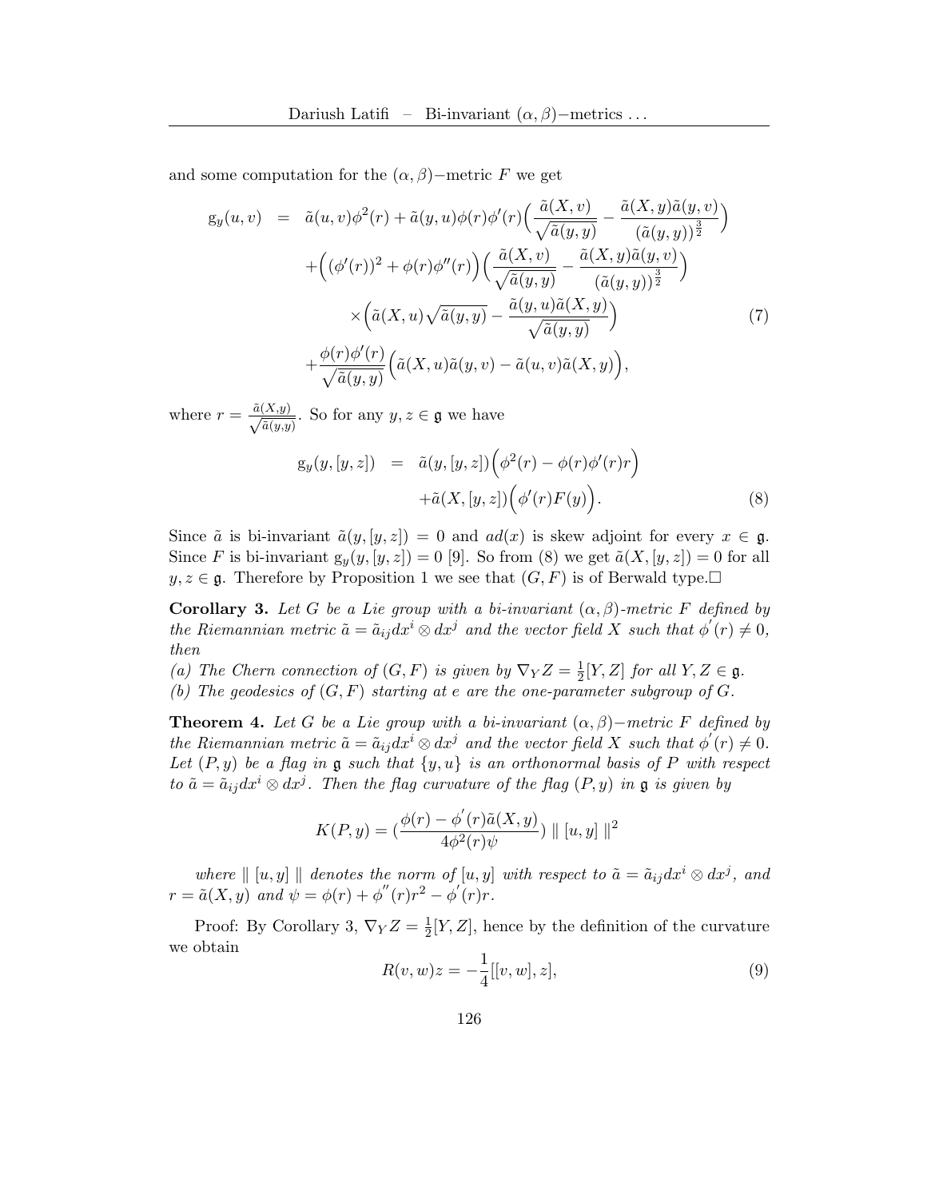and some computation for the $(\alpha, \beta)-$metric $F$ we get

$$
\begin{aligned}
\mathrm{g}_y(u,v) &= \tilde{a}(u,v)\phi^2(r) + \tilde{a}(y,u)\phi(r)\phi'(r)\Big(\frac{\tilde{a}(X,v)}{\sqrt{\tilde{a}(y,y)}} - \frac{\tilde{a}(X,y)\tilde{a}(y,v)}{(\tilde{a}(y,y))^{\frac{3}{2}}}\Big) \\
&\quad + \Big((\phi'(r))^2 + \phi(r)\phi''(r)\Big)\Big(\frac{\tilde{a}(X,v)}{\sqrt{\tilde{a}(y,y)}} - \frac{\tilde{a}(X,y)\tilde{a}(y,v)}{(\tilde{a}(y,y))^{\frac{3}{2}}}\Big) \\
&\qquad \times \Big(\tilde{a}(X,u)\sqrt{\tilde{a}(y,y)} - \frac{\tilde{a}(y,u)\tilde{a}(X,y)}{\sqrt{\tilde{a}(y,y)}}\Big) \\
&\quad + \frac{\phi(r)\phi'(r)}{\sqrt{\tilde{a}(y,y)}}\Big(\tilde{a}(X,u)\tilde{a}(y,v) - \tilde{a}(u,v)\tilde{a}(X,y)\Big),
\end{aligned} \tag{7}
$$

where $r = \frac{\tilde{a}(X,y)}{\sqrt{\tilde{a}(y,y)}}$. So for any $y, z \in \mathfrak{g}$ we have

$$
\begin{aligned}
\mathrm{g}_y(y,[y,z]) &= \tilde{a}(y,[y,z])\Big(\phi^2(r) - \phi(r)\phi'(r)r\Big) \\
&\quad + \tilde{a}(X,[y,z])\Big(\phi'(r)F(y)\Big).
\end{aligned} \tag{8}
$$

Since $\tilde{a}$ is bi-invariant $\tilde{a}(y,[y,z]) = 0$ and $ad(x)$ is skew adjoint for every $x \in \mathfrak{g}$. Since $F$ is bi-invariant $\mathrm{g}_y(y,[y,z]) = 0$ [9]. So from (8) we get $\tilde{a}(X,[y,z]) = 0$ for all $y, z \in \mathfrak{g}$. Therefore by Proposition 1 we see that $(G, F)$ is of Berwald type.□

**Corollary 3.** *Let $G$ be a Lie group with a bi-invariant $(\alpha,\beta)$-metric $F$ defined by the Riemannian metric $\tilde{a} = \tilde{a}_{ij}dx^i \otimes dx^j$ and the vector field $X$ such that $\phi'(r) \neq 0$, then*

*(a) The Chern connection of $(G, F)$ is given by $\nabla_Y Z = \frac{1}{2}[Y, Z]$ for all $Y, Z \in \mathfrak{g}$.*

*(b) The geodesics of $(G, F)$ starting at $e$ are the one-parameter subgroup of $G$.*

**Theorem 4.** *Let $G$ be a Lie group with a bi-invariant $(\alpha,\beta)-$metric $F$ defined by the Riemannian metric $\tilde{a} = \tilde{a}_{ij}dx^i \otimes dx^j$ and the vector field $X$ such that $\phi'(r) \neq 0$. Let $(P, y)$ be a flag in $\mathfrak{g}$ such that $\{y, u\}$ is an orthonormal basis of $P$ with respect to $\tilde{a} = \tilde{a}_{ij}dx^i \otimes dx^j$. Then the flag curvature of the flag $(P, y)$ in $\mathfrak{g}$ is given by*

$$
K(P,y) = \Big(\frac{\phi(r) - \phi'(r)\tilde{a}(X,y)}{4\phi^2(r)\psi}\Big) \parallel [u,y] \parallel^2
$$

*where $\parallel [u,y] \parallel$ denotes the norm of $[u,y]$ with respect to $\tilde{a} = \tilde{a}_{ij}dx^i \otimes dx^j$, and $r = \tilde{a}(X,y)$ and $\psi = \phi(r) + \phi''(r)r^2 - \phi'(r)r$.*

Proof: By Corollary 3, $\nabla_Y Z = \frac{1}{2}[Y,Z]$, hence by the definition of the curvature we obtain

$$
R(v,w)z = -\frac{1}{4}[[v,w],z], \tag{9}
$$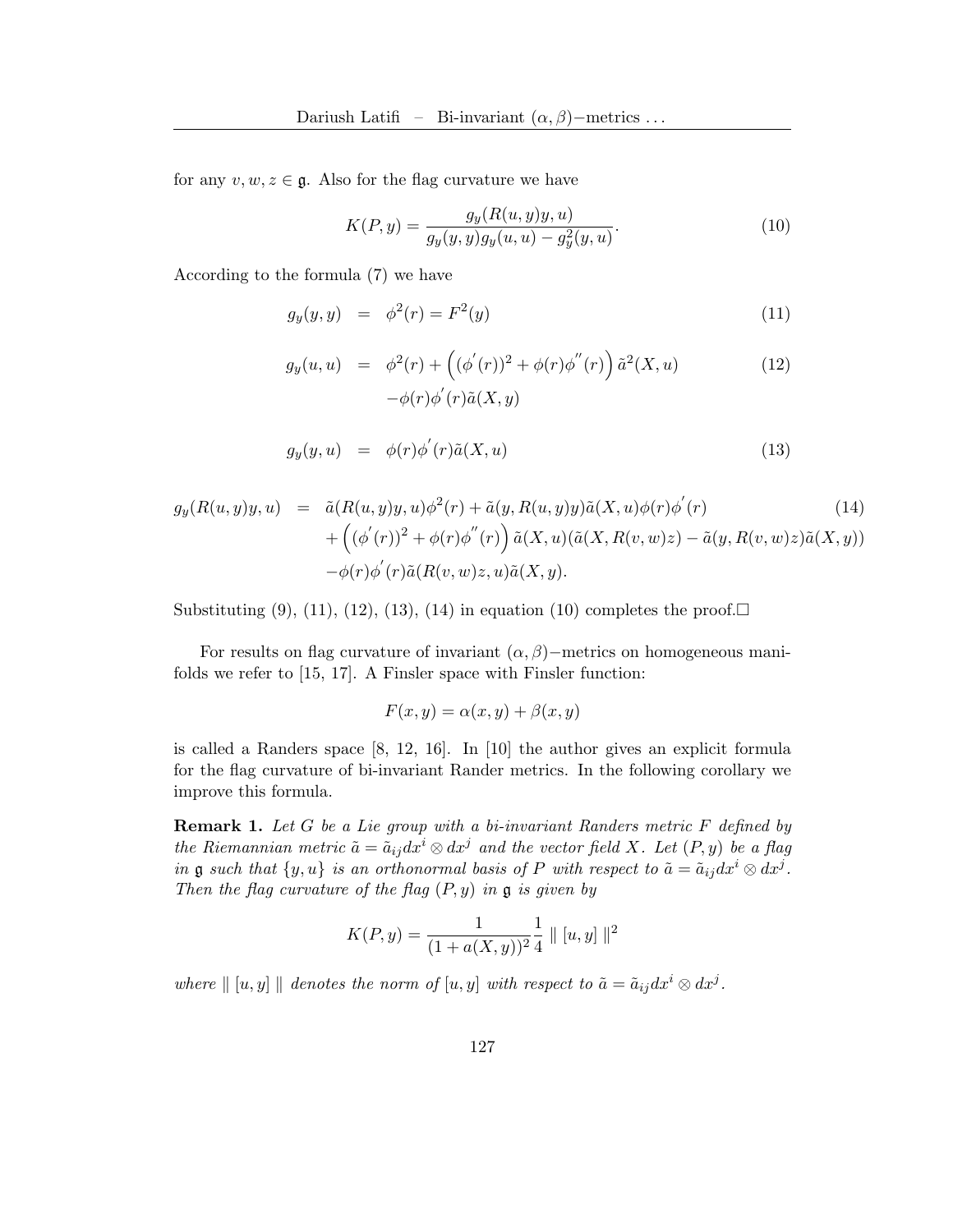for any $v, w, z \in \mathfrak{g}$. Also for the flag curvature we have

$$K(P, y) = \frac{g_y(R(u, y)y, u)}{g_y(y, y)g_y(u, u) - g_y^2(y, u)}. \tag{10}$$

According to the formula (7) we have

$$g_y(y, y) = \phi^2(r) = F^2(y) \tag{11}$$

$$\begin{aligned} g_y(u, u) &= \phi^2(r) + \left((\phi'(r))^2 + \phi(r)\phi''(r)\right)\tilde{a}^2(X, u) \\ &\quad -\phi(r)\phi'(r)\tilde{a}(X, y) \end{aligned} \tag{12}$$

$$g_y(y, u) = \phi(r)\phi'(r)\tilde{a}(X, u) \tag{13}$$

$$\begin{aligned} g_y(R(u, y)y, u) &= \tilde{a}(R(u, y)y, u)\phi^2(r) + \tilde{a}(y, R(u, y)y)\tilde{a}(X, u)\phi(r)\phi'(r) \\ &\quad + \left((\phi'(r))^2 + \phi(r)\phi''(r)\right)\tilde{a}(X, u)(\tilde{a}(X, R(v, w)z) - \tilde{a}(y, R(v, w)z)\tilde{a}(X, y)) \\ &\quad -\phi(r)\phi'(r)\tilde{a}(R(v, w)z, u)\tilde{a}(X, y). \end{aligned} \tag{14}$$

Substituting (9), (11), (12), (13), (14) in equation (10) completes the proof.□

For results on flag curvature of invariant $(\alpha, \beta)-$metrics on homogeneous manifolds we refer to [15, 17]. A Finsler space with Finsler function:

$$F(x, y) = \alpha(x, y) + \beta(x, y)$$

is called a Randers space [8, 12, 16]. In [10] the author gives an explicit formula for the flag curvature of bi-invariant Rander metrics. In the following corollary we improve this formula.

**Remark 1.** *Let $G$ be a Lie group with a bi-invariant Randers metric $F$ defined by the Riemannian metric $\tilde{a} = \tilde{a}_{ij}dx^i \otimes dx^j$ and the vector field $X$. Let $(P, y)$ be a flag in $\mathfrak{g}$ such that $\{y, u\}$ is an orthonormal basis of $P$ with respect to $\tilde{a} = \tilde{a}_{ij}dx^i \otimes dx^j$. Then the flag curvature of the flag $(P, y)$ in $\mathfrak{g}$ is given by*

$$K(P, y) = \frac{1}{(1 + a(X, y))^2}\frac{1}{4} \parallel [u, y] \parallel^2$$

*where $\parallel [u, y] \parallel$ denotes the norm of $[u, y]$ with respect to $\tilde{a} = \tilde{a}_{ij}dx^i \otimes dx^j$.*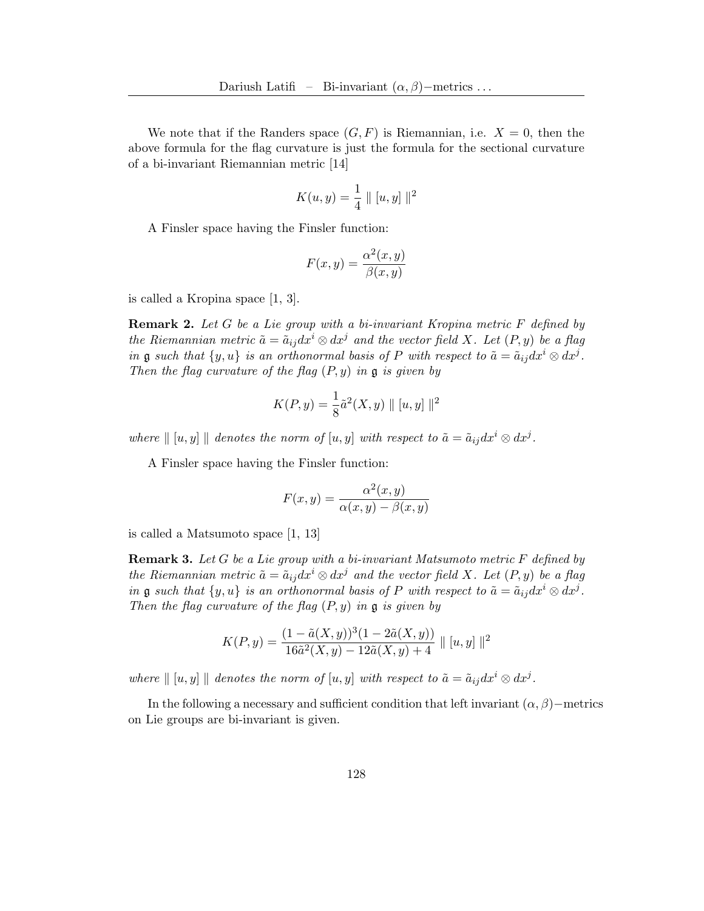We note that if the Randers space $(G, F)$ is Riemannian, i.e. $X = 0$, then the above formula for the flag curvature is just the formula for the sectional curvature of a bi-invariant Riemannian metric [14]

$$K(u, y) = \frac{1}{4} \parallel [u, y] \parallel^2$$

A Finsler space having the Finsler function:

$$F(x, y) = \frac{\alpha^2(x, y)}{\beta(x, y)}$$

is called a Kropina space [1, 3].

**Remark 2.** *Let $G$ be a Lie group with a bi-invariant Kropina metric $F$ defined by the Riemannian metric $\tilde{a} = \tilde{a}_{ij} dx^i \otimes dx^j$ and the vector field $X$. Let $(P, y)$ be a flag in $\mathfrak{g}$ such that $\{y, u\}$ is an orthonormal basis of $P$ with respect to $\tilde{a} = \tilde{a}_{ij} dx^i \otimes dx^j$. Then the flag curvature of the flag $(P, y)$ in $\mathfrak{g}$ is given by*

$$K(P, y) = \frac{1}{8} \tilde{a}^2(X, y) \parallel [u, y] \parallel^2$$

*where $\parallel [u, y] \parallel$ denotes the norm of $[u, y]$ with respect to $\tilde{a} = \tilde{a}_{ij} dx^i \otimes dx^j$.*

A Finsler space having the Finsler function:

$$F(x, y) = \frac{\alpha^2(x, y)}{\alpha(x, y) - \beta(x, y)}$$

is called a Matsumoto space [1, 13]

**Remark 3.** *Let $G$ be a Lie group with a bi-invariant Matsumoto metric $F$ defined by the Riemannian metric $\tilde{a} = \tilde{a}_{ij} dx^i \otimes dx^j$ and the vector field $X$. Let $(P, y)$ be a flag in $\mathfrak{g}$ such that $\{y, u\}$ is an orthonormal basis of $P$ with respect to $\tilde{a} = \tilde{a}_{ij} dx^i \otimes dx^j$. Then the flag curvature of the flag $(P, y)$ in $\mathfrak{g}$ is given by*

$$K(P, y) = \frac{(1 - \tilde{a}(X, y))^3 (1 - 2\tilde{a}(X, y))}{16\tilde{a}^2(X, y) - 12\tilde{a}(X, y) + 4} \parallel [u, y] \parallel^2$$

*where $\parallel [u, y] \parallel$ denotes the norm of $[u, y]$ with respect to $\tilde{a} = \tilde{a}_{ij} dx^i \otimes dx^j$.*

In the following a necessary and sufficient condition that left invariant $(\alpha, \beta)-$metrics on Lie groups are bi-invariant is given.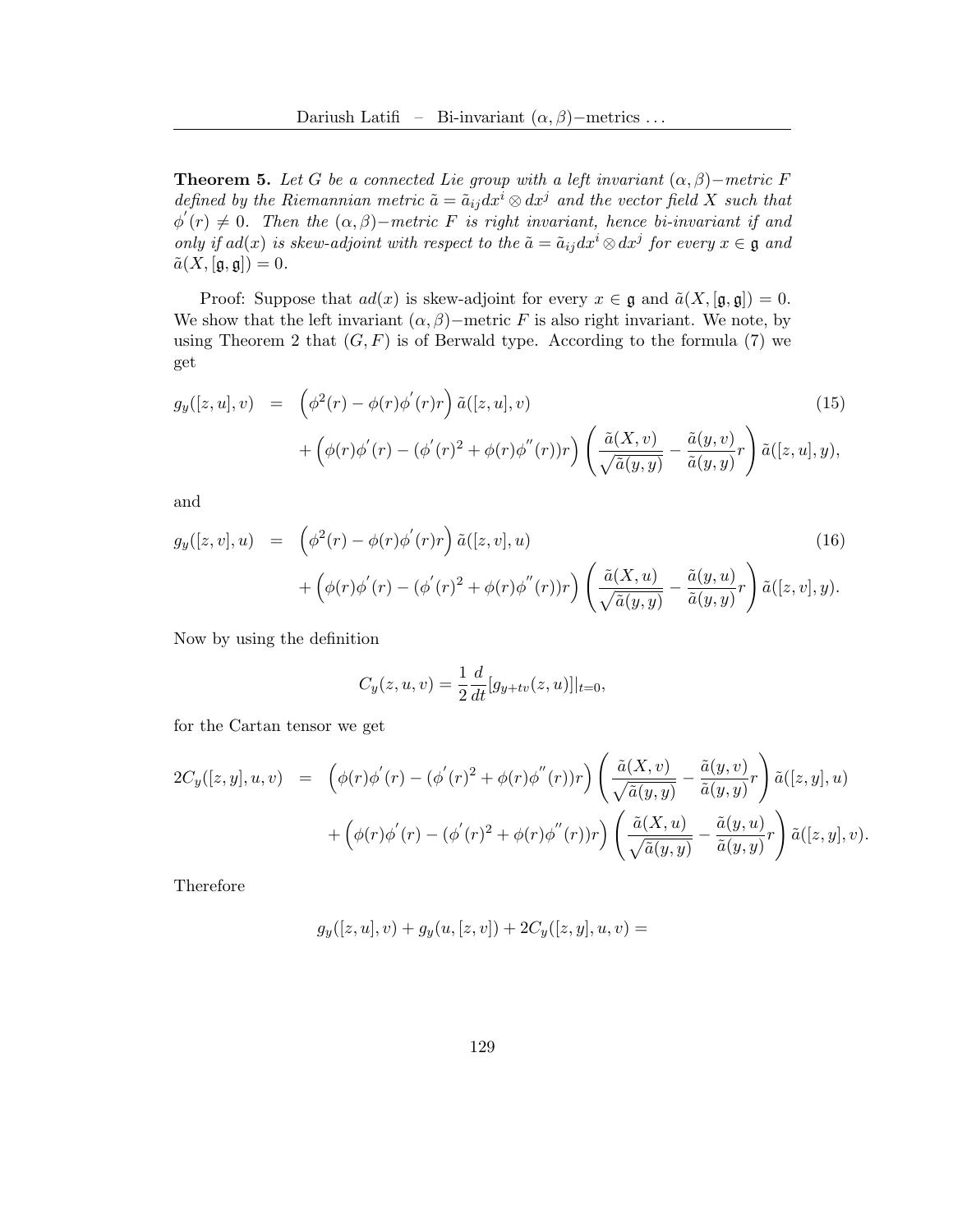**Theorem 5.** *Let $G$ be a connected Lie group with a left invariant $(\alpha, \beta)-$metric $F$ defined by the Riemannian metric $\tilde{a} = \tilde{a}_{ij}dx^i \otimes dx^j$ and the vector field $X$ such that $\phi^{'}(r) \neq 0$. Then the $(\alpha, \beta)-$metric $F$ is right invariant, hence bi-invariant if and only if $ad(x)$ is skew-adjoint with respect to the $\tilde{a} = \tilde{a}_{ij}dx^i \otimes dx^j$ for every $x \in \mathfrak{g}$ and $\tilde{a}(X, [\mathfrak{g}, \mathfrak{g}]) = 0$.*

Proof: Suppose that $ad(x)$ is skew-adjoint for every $x \in \mathfrak{g}$ and $\tilde{a}(X, [\mathfrak{g}, \mathfrak{g}]) = 0$. We show that the left invariant $(\alpha, \beta)-$metric $F$ is also right invariant. We note, by using Theorem 2 that $(G, F)$ is of Berwald type. According to the formula (7) we get

$$
\begin{aligned}
g_y([z,u],v) &= \left(\phi^2(r) - \phi(r)\phi^{'}(r)r\right)\tilde{a}([z,u],v) \\
&\quad + \left(\phi(r)\phi^{'}(r) - (\phi^{'}(r)^2 + \phi(r)\phi^{''}(r))r\right)\left(\frac{\tilde{a}(X,v)}{\sqrt{\tilde{a}(y,y)}} - \frac{\tilde{a}(y,v)}{\tilde{a}(y,y)}r\right)\tilde{a}([z,u],y),
\end{aligned} \tag{15}
$$

and

$$
\begin{aligned}
g_y([z,v],u) &= \left(\phi^2(r) - \phi(r)\phi^{'}(r)r\right)\tilde{a}([z,v],u) \\
&\quad + \left(\phi(r)\phi^{'}(r) - (\phi^{'}(r)^2 + \phi(r)\phi^{''}(r))r\right)\left(\frac{\tilde{a}(X,u)}{\sqrt{\tilde{a}(y,y)}} - \frac{\tilde{a}(y,u)}{\tilde{a}(y,y)}r\right)\tilde{a}([z,v],y).
\end{aligned} \tag{16}
$$

Now by using the definition

$$
C_y(z,u,v) = \frac{1}{2}\frac{d}{dt}[g_{y+tv}(z,u)]|_{t=0},
$$

for the Cartan tensor we get

$$
\begin{aligned}
2C_y([z,y],u,v) &= \left(\phi(r)\phi^{'}(r) - (\phi^{'}(r)^2 + \phi(r)\phi^{''}(r))r\right)\left(\frac{\tilde{a}(X,v)}{\sqrt{\tilde{a}(y,y)}} - \frac{\tilde{a}(y,v)}{\tilde{a}(y,y)}r\right)\tilde{a}([z,y],u) \\
&\quad + \left(\phi(r)\phi^{'}(r) - (\phi^{'}(r)^2 + \phi(r)\phi^{''}(r))r\right)\left(\frac{\tilde{a}(X,u)}{\sqrt{\tilde{a}(y,y)}} - \frac{\tilde{a}(y,u)}{\tilde{a}(y,y)}r\right)\tilde{a}([z,y],v).
\end{aligned}
$$

Therefore

$$
g_y([z,u],v) + g_y(u,[z,v]) + 2C_y([z,y],u,v) =
$$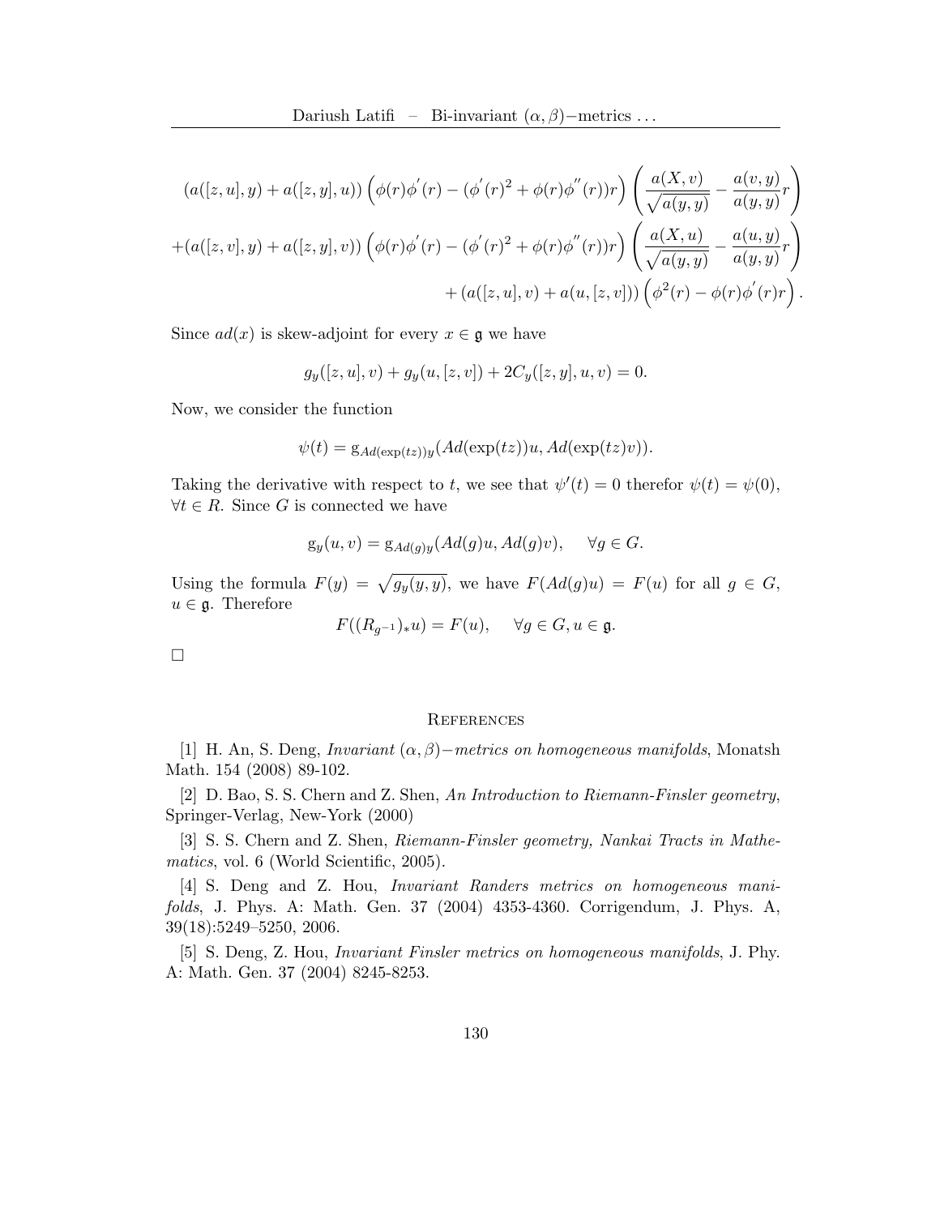$$
(a([z,u],y)+a([z,y],u))\left(\phi(r)\phi^{'}(r)-(\phi^{'}(r)^{2}+\phi(r)\phi^{''}(r))r\right)\left(\frac{a(X,v)}{\sqrt{a(y,y)}}-\frac{a(v,y)}{a(y,y)}r\right)
$$

$$
+(a([z,v],y)+a([z,y],v))\left(\phi(r)\phi^{'}(r)-(\phi^{'}(r)^{2}+\phi(r)\phi^{''}(r))r\right)\left(\frac{a(X,u)}{\sqrt{a(y,y)}}-\frac{a(u,y)}{a(y,y)}r\right)
$$

$$
+(a([z,u],v)+a(u,[z,v]))\left(\phi^{2}(r)-\phi(r)\phi^{'}(r)r\right).
$$

Since $ad(x)$ is skew-adjoint for every $x \in \mathfrak{g}$ we have

$$
g_y([z,u],v)+g_y(u,[z,v])+2C_y([z,y],u,v)=0.
$$

Now, we consider the function

$$
\psi(t)=\mathrm{g}_{Ad(\exp(tz))y}(Ad(\exp(tz))u,Ad(\exp(tz)v)).
$$

Taking the derivative with respect to $t$, we see that $\psi'(t)=0$ therefor $\psi(t)=\psi(0)$, $\forall t \in R$. Since $G$ is connected we have

$$
\mathrm{g}_y(u,v)=\mathrm{g}_{Ad(g)y}(Ad(g)u,Ad(g)v), \quad \forall g \in G.
$$

Using the formula $F(y)=\sqrt{g_y(y,y)}$, we have $F(Ad(g)u)=F(u)$ for all $g \in G$, $u \in \mathfrak{g}$. Therefore

$$
F((R_{g^{-1}})_{*}u)=F(u), \quad \forall g \in G, u \in \mathfrak{g}.
$$

□

## References

[1] H. An, S. Deng, *Invariant $(\alpha,\beta)-$metrics on homogeneous manifolds*, Monatsh Math. 154 (2008) 89-102.

[2] D. Bao, S. S. Chern and Z. Shen, *An Introduction to Riemann-Finsler geometry*, Springer-Verlag, New-York (2000)

[3] S. S. Chern and Z. Shen, *Riemann-Finsler geometry, Nankai Tracts in Mathematics*, vol. 6 (World Scientific, 2005).

[4] S. Deng and Z. Hou, *Invariant Randers metrics on homogeneous manifolds*, J. Phys. A: Math. Gen. 37 (2004) 4353-4360. Corrigendum, J. Phys. A, 39(18):5249–5250, 2006.

[5] S. Deng, Z. Hou, *Invariant Finsler metrics on homogeneous manifolds*, J. Phy. A: Math. Gen. 37 (2004) 8245-8253.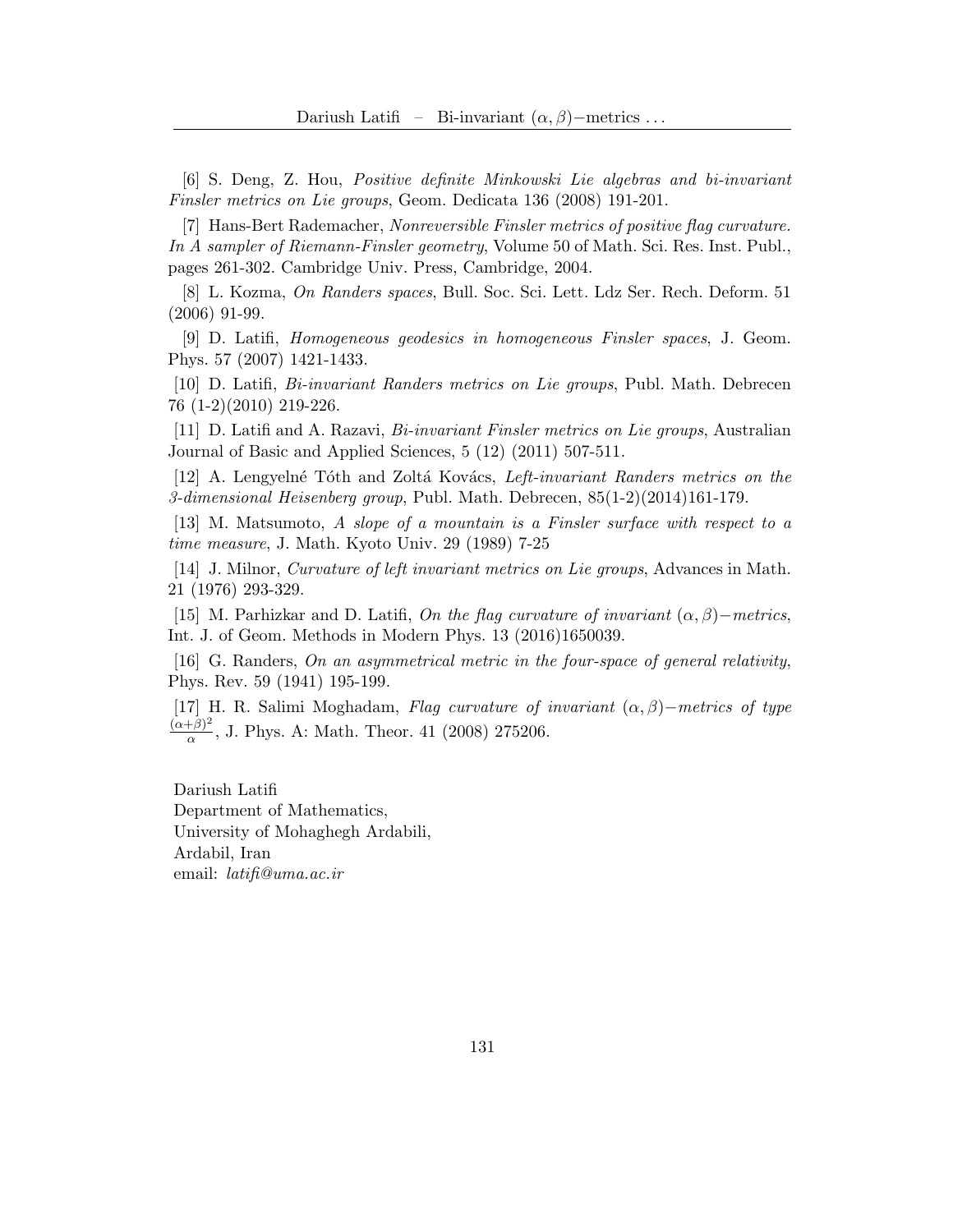[6] S. Deng, Z. Hou, *Positive definite Minkowski Lie algebras and bi-invariant Finsler metrics on Lie groups*, Geom. Dedicata 136 (2008) 191-201.

[7] Hans-Bert Rademacher, *Nonreversible Finsler metrics of positive flag curvature. In A sampler of Riemann-Finsler geometry*, Volume 50 of Math. Sci. Res. Inst. Publ., pages 261-302. Cambridge Univ. Press, Cambridge, 2004.

[8] L. Kozma, *On Randers spaces*, Bull. Soc. Sci. Lett. Ldz Ser. Rech. Deform. 51 (2006) 91-99.

[9] D. Latifi, *Homogeneous geodesics in homogeneous Finsler spaces*, J. Geom. Phys. 57 (2007) 1421-1433.

[10] D. Latifi, *Bi-invariant Randers metrics on Lie groups*, Publ. Math. Debrecen 76 (1-2)(2010) 219-226.

[11] D. Latifi and A. Razavi, *Bi-invariant Finsler metrics on Lie groups*, Australian Journal of Basic and Applied Sciences, 5 (12) (2011) 507-511.

[12] A. Lengyelné Tóth and Zoltá Kovács, *Left-invariant Randers metrics on the 3-dimensional Heisenberg group*, Publ. Math. Debrecen, 85(1-2)(2014)161-179.

[13] M. Matsumoto, *A slope of a mountain is a Finsler surface with respect to a time measure*, J. Math. Kyoto Univ. 29 (1989) 7-25

[14] J. Milnor, *Curvature of left invariant metrics on Lie groups*, Advances in Math. 21 (1976) 293-329.

[15] M. Parhizkar and D. Latifi, *On the flag curvature of invariant $(\alpha, \beta)-$metrics*, Int. J. of Geom. Methods in Modern Phys. 13 (2016)1650039.

[16] G. Randers, *On an asymmetrical metric in the four-space of general relativity*, Phys. Rev. 59 (1941) 195-199.

[17] H. R. Salimi Moghadam, *Flag curvature of invariant $(\alpha, \beta)-$metrics of type $\frac{(\alpha+\beta)^2}{\alpha}$*, J. Phys. A: Math. Theor. 41 (2008) 275206.

Dariush Latifi
Department of Mathematics,
University of Mohaghegh Ardabili,
Ardabil, Iran
email: *latifi@uma.ac.ir*